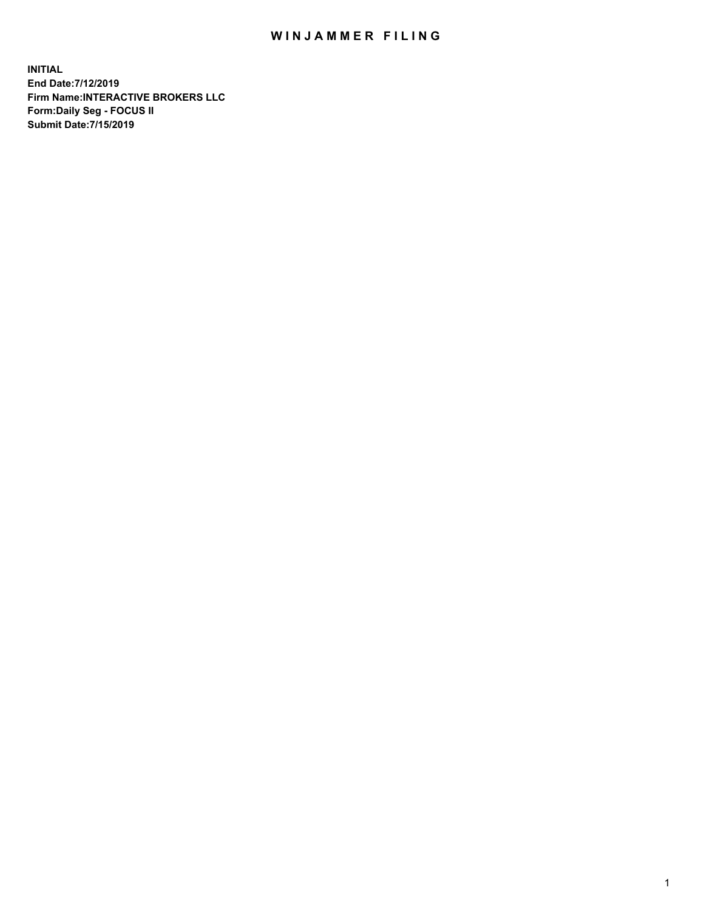# WINJAMMER FILING

**INITIAL**
**End Date:7/12/2019**
**Firm Name:INTERACTIVE BROKERS LLC**
**Form:Daily Seg - FOCUS II**
**Submit Date:7/15/2019**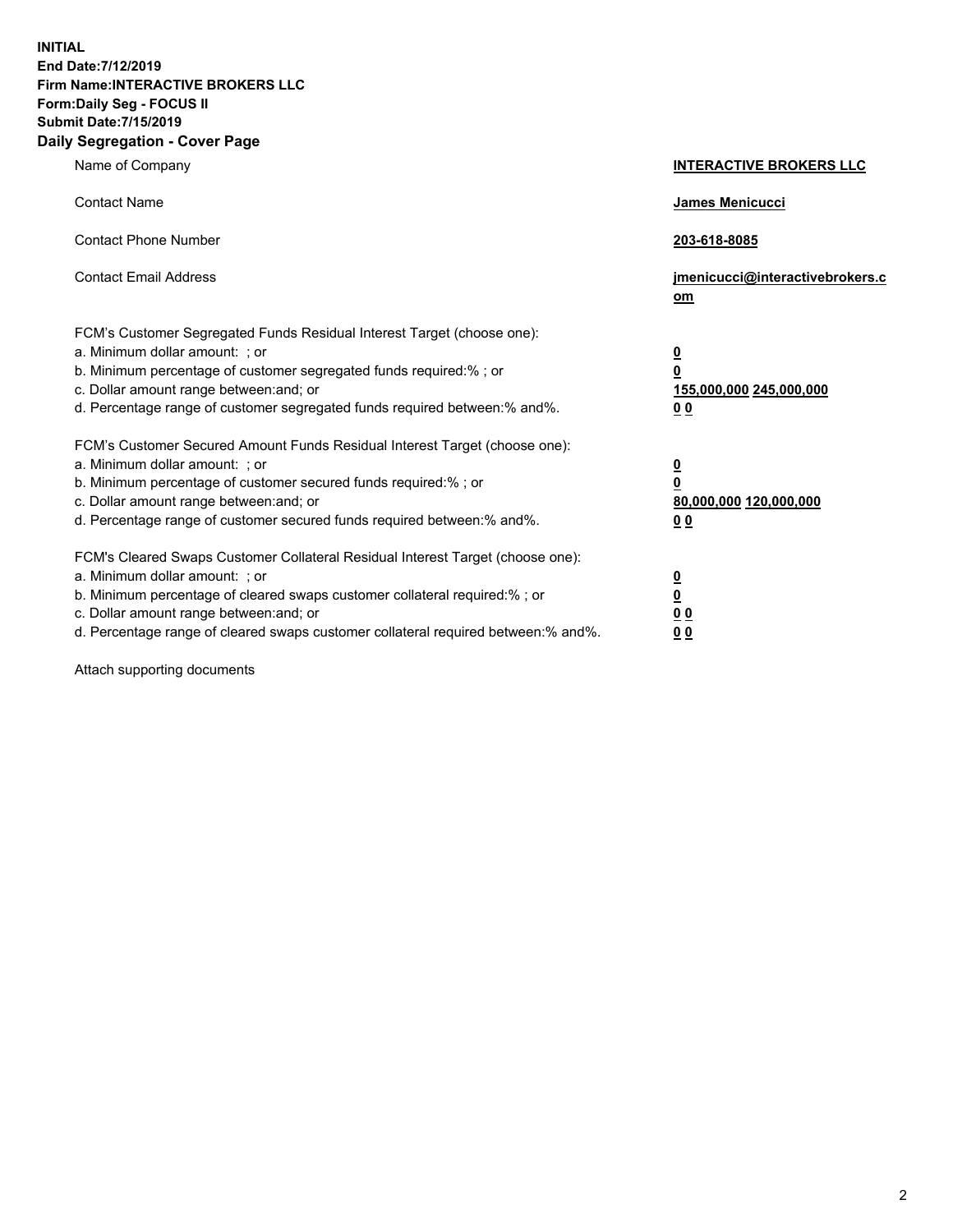**INITIAL**
**End Date:7/12/2019**
**Firm Name:INTERACTIVE BROKERS LLC**
**Form:Daily Seg - FOCUS II**
**Submit Date:7/15/2019**
**Daily Segregation - Cover Page**

| | |
|---|---|
| Name of Company | **INTERACTIVE BROKERS LLC** |
| Contact Name | **James Menicucci** |
| Contact Phone Number | **203-618-8085** |
| Contact Email Address | **jmenicucci@interactivebrokers.com** |
| FCM's Customer Segregated Funds Residual Interest Target (choose one): | |
| a. Minimum dollar amount: ; or | **0** |
| b. Minimum percentage of customer segregated funds required:% ; or | **0** |
| c. Dollar amount range between:and; or | **155,000,000 245,000,000** |
| d. Percentage range of customer segregated funds required between:% and%. | **0 0** |
| FCM's Customer Secured Amount Funds Residual Interest Target (choose one): | |
| a. Minimum dollar amount: ; or | **0** |
| b. Minimum percentage of customer secured funds required:% ; or | **0** |
| c. Dollar amount range between:and; or | **80,000,000 120,000,000** |
| d. Percentage range of customer secured funds required between:% and%. | **0 0** |
| FCM's Cleared Swaps Customer Collateral Residual Interest Target (choose one): | |
| a. Minimum dollar amount: ; or | **0** |
| b. Minimum percentage of cleared swaps customer collateral required:% ; or | **0** |
| c. Dollar amount range between:and; or | **0 0** |
| d. Percentage range of cleared swaps customer collateral required between:% and%. | **0 0** |

Attach supporting documents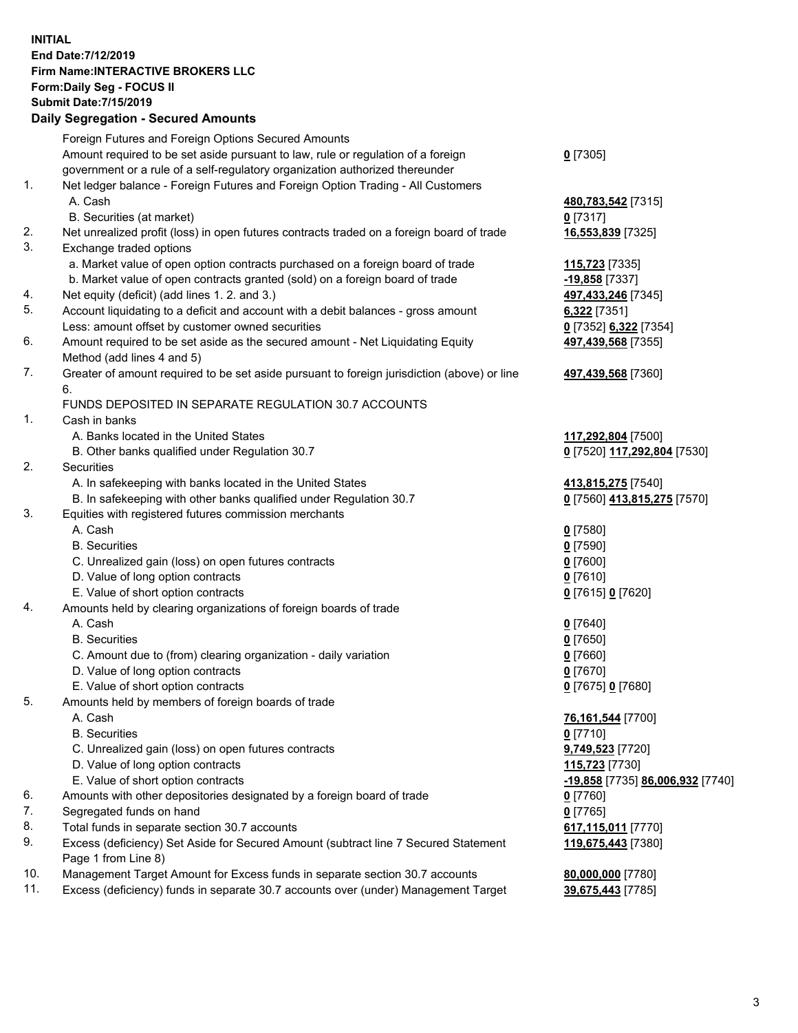**INITIAL**
**End Date:7/12/2019**
**Firm Name:INTERACTIVE BROKERS LLC**
**Form:Daily Seg - FOCUS II**
**Submit Date:7/15/2019**
**Daily Segregation - Secured Amounts**

| | | |
|---|---|---|
| | Foreign Futures and Foreign Options Secured Amounts | |
| | Amount required to be set aside pursuant to law, rule or regulation of a foreign government or a rule of a self-regulatory organization authorized thereunder | **0** [7305] |
| 1. | Net ledger balance - Foreign Futures and Foreign Option Trading - All Customers | |
| | A. Cash | **480,783,542** [7315] |
| | B. Securities (at market) | **0** [7317] |
| 2. | Net unrealized profit (loss) in open futures contracts traded on a foreign board of trade | **16,553,839** [7325] |
| 3. | Exchange traded options | |
| | a. Market value of open option contracts purchased on a foreign board of trade | **115,723** [7335] |
| | b. Market value of open contracts granted (sold) on a foreign board of trade | **-19,858** [7337] |
| 4. | Net equity (deficit) (add lines 1. 2. and 3.) | **497,433,246** [7345] |
| 5. | Account liquidating to a deficit and account with a debit balances - gross amount | **6,322** [7351] |
| | Less: amount offset by customer owned securities | **0** [7352] **6,322** [7354] |
| 6. | Amount required to be set aside as the secured amount - Net Liquidating Equity Method (add lines 4 and 5) | **497,439,568** [7355] |
| 7. | Greater of amount required to be set aside pursuant to foreign jurisdiction (above) or line 6. | **497,439,568** [7360] |
| | FUNDS DEPOSITED IN SEPARATE REGULATION 30.7 ACCOUNTS | |
| 1. | Cash in banks | |
| | A. Banks located in the United States | **117,292,804** [7500] |
| | B. Other banks qualified under Regulation 30.7 | **0** [7520] **117,292,804** [7530] |
| 2. | Securities | |
| | A. In safekeeping with banks located in the United States | **413,815,275** [7540] |
| | B. In safekeeping with other banks qualified under Regulation 30.7 | **0** [7560] **413,815,275** [7570] |
| 3. | Equities with registered futures commission merchants | |
| | A. Cash | **0** [7580] |
| | B. Securities | **0** [7590] |
| | C. Unrealized gain (loss) on open futures contracts | **0** [7600] |
| | D. Value of long option contracts | **0** [7610] |
| | E. Value of short option contracts | **0** [7615] **0** [7620] |
| 4. | Amounts held by clearing organizations of foreign boards of trade | |
| | A. Cash | **0** [7640] |
| | B. Securities | **0** [7650] |
| | C. Amount due to (from) clearing organization - daily variation | **0** [7660] |
| | D. Value of long option contracts | **0** [7670] |
| | E. Value of short option contracts | **0** [7675] **0** [7680] |
| 5. | Amounts held by members of foreign boards of trade | |
| | A. Cash | **76,161,544** [7700] |
| | B. Securities | **0** [7710] |
| | C. Unrealized gain (loss) on open futures contracts | **9,749,523** [7720] |
| | D. Value of long option contracts | **115,723** [7730] |
| | E. Value of short option contracts | **-19,858** [7735] **86,006,932** [7740] |
| 6. | Amounts with other depositories designated by a foreign board of trade | **0** [7760] |
| 7. | Segregated funds on hand | **0** [7765] |
| 8. | Total funds in separate section 30.7 accounts | **617,115,011** [7770] |
| 9. | Excess (deficiency) Set Aside for Secured Amount (subtract line 7 Secured Statement Page 1 from Line 8) | **119,675,443** [7380] |
| 10. | Management Target Amount for Excess funds in separate section 30.7 accounts | **80,000,000** [7780] |
| 11. | Excess (deficiency) funds in separate 30.7 accounts over (under) Management Target | **39,675,443** [7785] |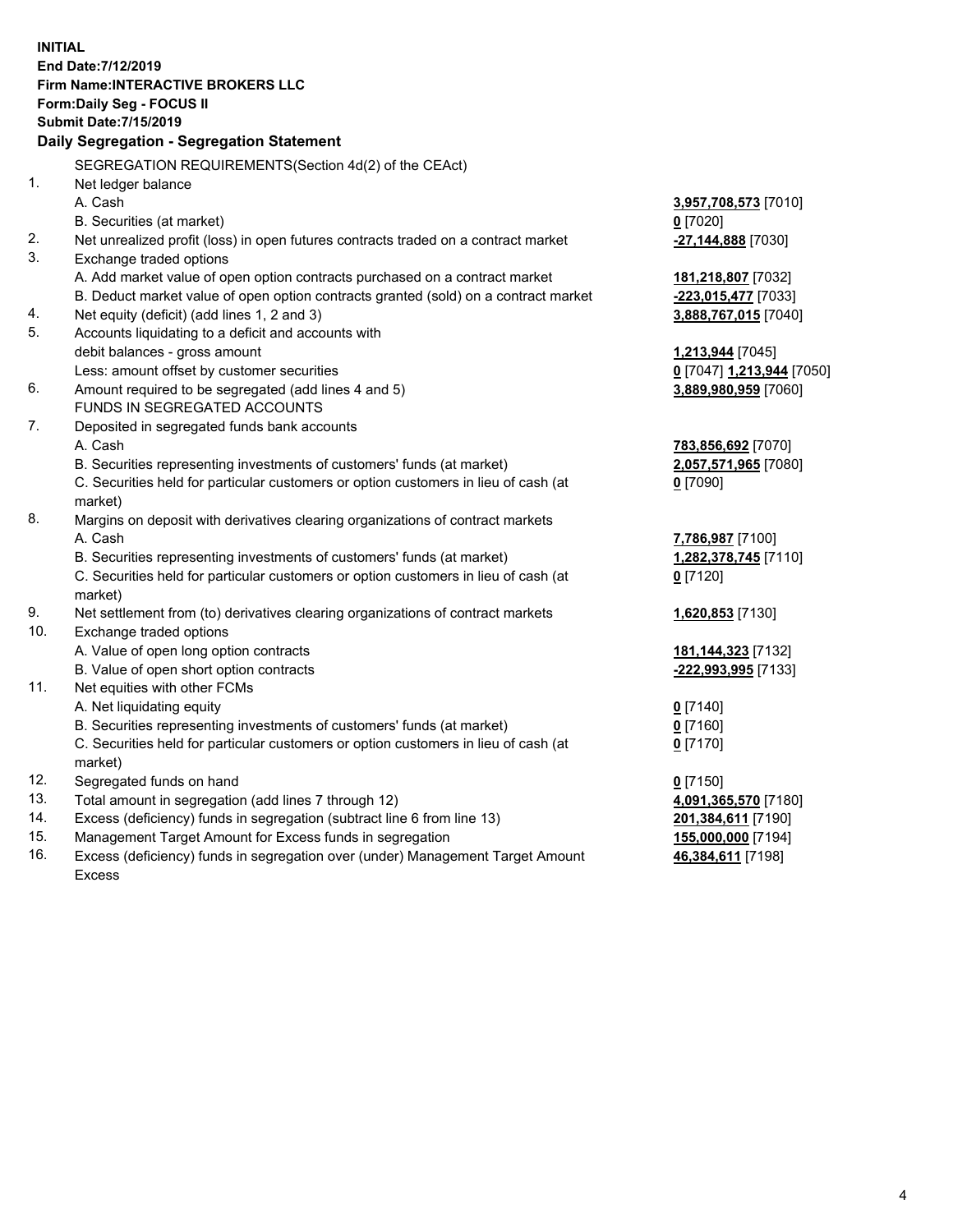**INITIAL**
**End Date:7/12/2019**
**Firm Name:INTERACTIVE BROKERS LLC**
**Form:Daily Seg - FOCUS II**
**Submit Date:7/15/2019**

**Daily Segregation - Segregation Statement**

SEGREGATION REQUIREMENTS(Section 4d(2) of the CEAct)

| | | |
|---|---|---|
| 1. | Net ledger balance | |
| | A. Cash | **3,957,708,573** [7010] |
| | B. Securities (at market) | **0** [7020] |
| 2. | Net unrealized profit (loss) in open futures contracts traded on a contract market | **-27,144,888** [7030] |
| 3. | Exchange traded options | |
| | A. Add market value of open option contracts purchased on a contract market | **181,218,807** [7032] |
| | B. Deduct market value of open option contracts granted (sold) on a contract market | **-223,015,477** [7033] |
| 4. | Net equity (deficit) (add lines 1, 2 and 3) | **3,888,767,015** [7040] |
| 5. | Accounts liquidating to a deficit and accounts with debit balances - gross amount | **1,213,944** [7045] |
| | Less: amount offset by customer securities | **0** [7047] **1,213,944** [7050] |
| 6. | Amount required to be segregated (add lines 4 and 5) | **3,889,980,959** [7060] |
| | FUNDS IN SEGREGATED ACCOUNTS | |
| 7. | Deposited in segregated funds bank accounts | |
| | A. Cash | **783,856,692** [7070] |
| | B. Securities representing investments of customers' funds (at market) | **2,057,571,965** [7080] |
| | C. Securities held for particular customers or option customers in lieu of cash (at market) | **0** [7090] |
| 8. | Margins on deposit with derivatives clearing organizations of contract markets | |
| | A. Cash | **7,786,987** [7100] |
| | B. Securities representing investments of customers' funds (at market) | **1,282,378,745** [7110] |
| | C. Securities held for particular customers or option customers in lieu of cash (at market) | **0** [7120] |
| 9. | Net settlement from (to) derivatives clearing organizations of contract markets | **1,620,853** [7130] |
| 10. | Exchange traded options | |
| | A. Value of open long option contracts | **181,144,323** [7132] |
| | B. Value of open short option contracts | **-222,993,995** [7133] |
| 11. | Net equities with other FCMs | |
| | A. Net liquidating equity | **0** [7140] |
| | B. Securities representing investments of customers' funds (at market) | **0** [7160] |
| | C. Securities held for particular customers or option customers in lieu of cash (at market) | **0** [7170] |
| 12. | Segregated funds on hand | **0** [7150] |
| 13. | Total amount in segregation (add lines 7 through 12) | **4,091,365,570** [7180] |
| 14. | Excess (deficiency) funds in segregation (subtract line 6 from line 13) | **201,384,611** [7190] |
| 15. | Management Target Amount for Excess funds in segregation | **155,000,000** [7194] |
| 16. | Excess (deficiency) funds in segregation over (under) Management Target Amount Excess | **46,384,611** [7198] |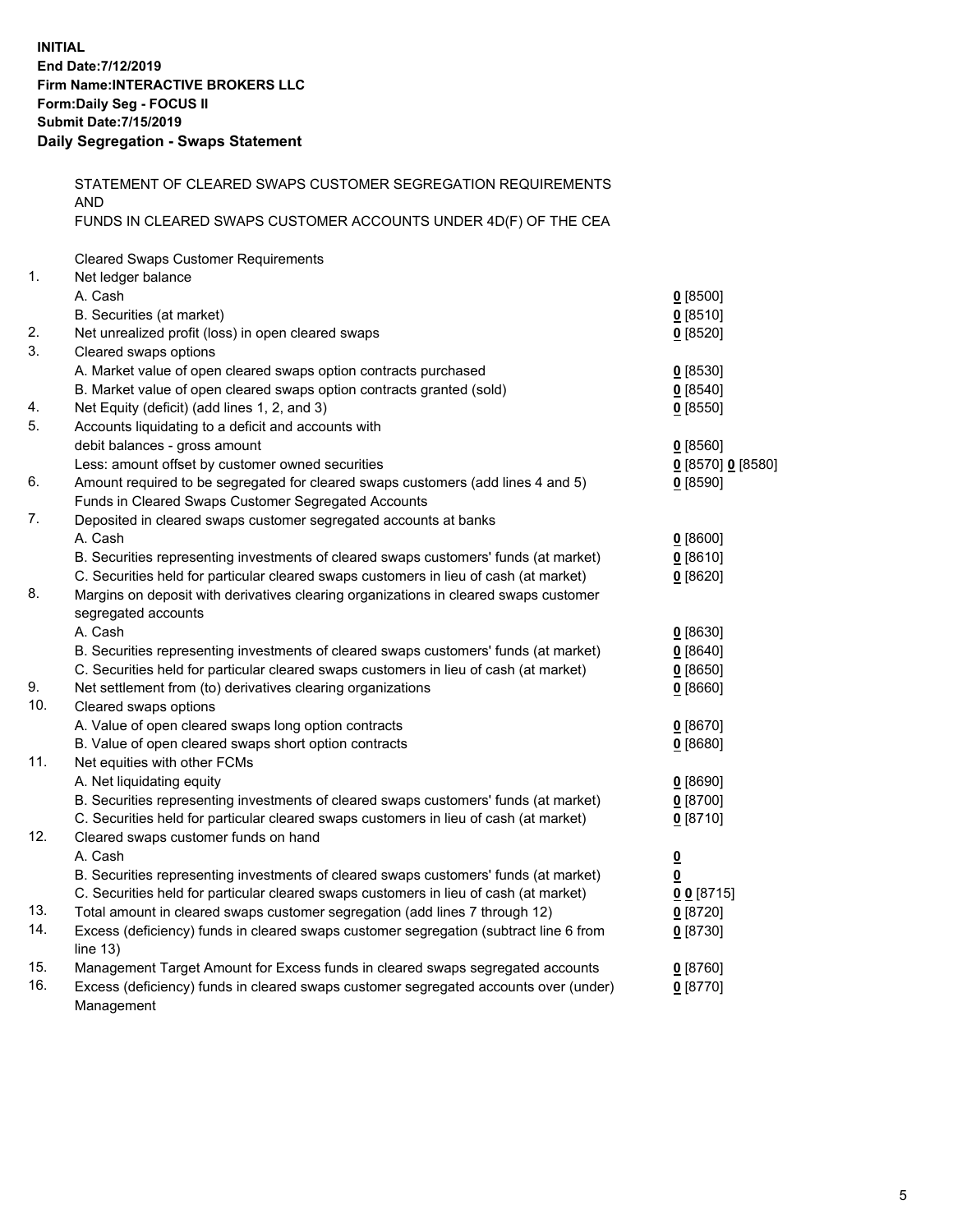**INITIAL**
**End Date:7/12/2019**
**Firm Name:INTERACTIVE BROKERS LLC**
**Form:Daily Seg - FOCUS II**
**Submit Date:7/15/2019**
**Daily Segregation - Swaps Statement**

STATEMENT OF CLEARED SWAPS CUSTOMER SEGREGATION REQUIREMENTS
AND
FUNDS IN CLEARED SWAPS CUSTOMER ACCOUNTS UNDER 4D(F) OF THE CEA

| | | |
|---|---|---|
| | Cleared Swaps Customer Requirements | |
| 1. | Net ledger balance | |
| | A. Cash | 0 [8500] |
| | B. Securities (at market) | 0 [8510] |
| 2. | Net unrealized profit (loss) in open cleared swaps | 0 [8520] |
| 3. | Cleared swaps options | |
| | A. Market value of open cleared swaps option contracts purchased | 0 [8530] |
| | B. Market value of open cleared swaps option contracts granted (sold) | 0 [8540] |
| 4. | Net Equity (deficit) (add lines 1, 2, and 3) | 0 [8550] |
| 5. | Accounts liquidating to a deficit and accounts with | |
| | debit balances - gross amount | 0 [8560] |
| | Less: amount offset by customer owned securities | 0 [8570] 0 [8580] |
| 6. | Amount required to be segregated for cleared swaps customers (add lines 4 and 5) | 0 [8590] |
| | Funds in Cleared Swaps Customer Segregated Accounts | |
| 7. | Deposited in cleared swaps customer segregated accounts at banks | |
| | A. Cash | 0 [8600] |
| | B. Securities representing investments of cleared swaps customers' funds (at market) | 0 [8610] |
| | C. Securities held for particular cleared swaps customers in lieu of cash (at market) | 0 [8620] |
| 8. | Margins on deposit with derivatives clearing organizations in cleared swaps customer segregated accounts | |
| | A. Cash | 0 [8630] |
| | B. Securities representing investments of cleared swaps customers' funds (at market) | 0 [8640] |
| | C. Securities held for particular cleared swaps customers in lieu of cash (at market) | 0 [8650] |
| 9. | Net settlement from (to) derivatives clearing organizations | 0 [8660] |
| 10. | Cleared swaps options | |
| | A. Value of open cleared swaps long option contracts | 0 [8670] |
| | B. Value of open cleared swaps short option contracts | 0 [8680] |
| 11. | Net equities with other FCMs | |
| | A. Net liquidating equity | 0 [8690] |
| | B. Securities representing investments of cleared swaps customers' funds (at market) | 0 [8700] |
| | C. Securities held for particular cleared swaps customers in lieu of cash (at market) | 0 [8710] |
| 12. | Cleared swaps customer funds on hand | |
| | A. Cash | 0 |
| | B. Securities representing investments of cleared swaps customers' funds (at market) | 0 |
| | C. Securities held for particular cleared swaps customers in lieu of cash (at market) | 0 0 [8715] |
| 13. | Total amount in cleared swaps customer segregation (add lines 7 through 12) | 0 [8720] |
| 14. | Excess (deficiency) funds in cleared swaps customer segregation (subtract line 6 from line 13) | 0 [8730] |
| 15. | Management Target Amount for Excess funds in cleared swaps segregated accounts | 0 [8760] |
| 16. | Excess (deficiency) funds in cleared swaps customer segregated accounts over (under) Management | 0 [8770] |